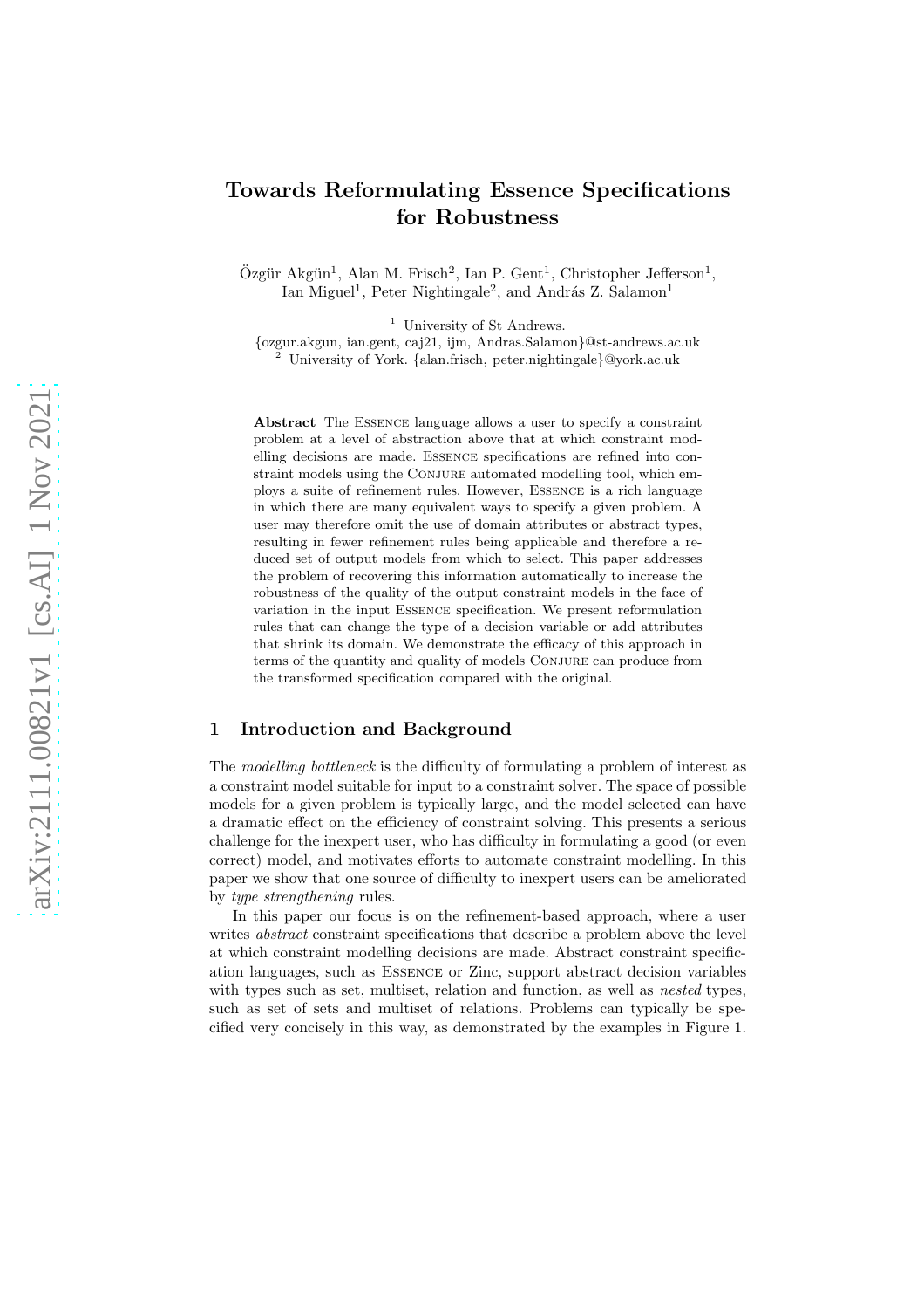# Towards Reformulating Essence Specifications for Robustness

Özgür Akgün[1], Alan M. Frisch[2], Ian P. Gent[1], Christopher Jefferson[1], Ian Miguel[1], Peter Nightingale[2], and András Z. Salamon[1]

[1] University of St Andrews. {ozgur.akgun, ian.gent, caj21, ijm, Andras.Salamon}@st-andrews.ac.uk
[2] University of York. {alan.frisch, peter.nightingale}@york.ac.uk

**Abstract** The Essence language allows a user to specify a constraint problem at a level of abstraction above that at which constraint modelling decisions are made. Essence specifications are refined into constraint models using the Conjure automated modelling tool, which employs a suite of refinement rules. However, Essence is a rich language in which there are many equivalent ways to specify a given problem. A user may therefore omit the use of domain attributes or abstract types, resulting in fewer refinement rules being applicable and therefore a reduced set of output models from which to select. This paper addresses the problem of recovering this information automatically to increase the robustness of the quality of the output constraint models in the face of variation in the input Essence specification. We present reformulation rules that can change the type of a decision variable or add attributes that shrink its domain. We demonstrate the efficacy of this approach in terms of the quantity and quality of models Conjure can produce from the transformed specification compared with the original.

## 1 Introduction and Background

The *modelling bottleneck* is the difficulty of formulating a problem of interest as a constraint model suitable for input to a constraint solver. The space of possible models for a given problem is typically large, and the model selected can have a dramatic effect on the efficiency of constraint solving. This presents a serious challenge for the inexpert user, who has difficulty in formulating a good (or even correct) model, and motivates efforts to automate constraint modelling. In this paper we show that one source of difficulty to inexpert users can be ameliorated by *type strengthening* rules.

In this paper our focus is on the refinement-based approach, where a user writes *abstract* constraint specifications that describe a problem above the level at which constraint modelling decisions are made. Abstract constraint specification languages, such as Essence or Zinc, support abstract decision variables with types such as set, multiset, relation and function, as well as *nested* types, such as set of sets and multiset of relations. Problems can typically be specified very concisely in this way, as demonstrated by the examples in Figure 1.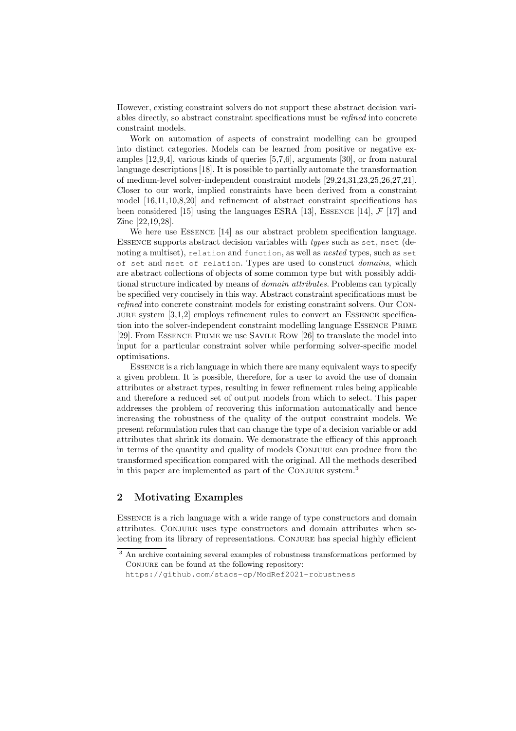However, existing constraint solvers do not support these abstract decision variables directly, so abstract constraint specifications must be *refined* into concrete constraint models.

Work on automation of aspects of constraint modelling can be grouped into distinct categories. Models can be learned from positive or negative examples [12,9,4], various kinds of queries [5,7,6], arguments [30], or from natural language descriptions [18]. It is possible to partially automate the transformation of medium-level solver-independent constraint models [29,24,31,23,25,26,27,21]. Closer to our work, implied constraints have been derived from a constraint model [16,11,10,8,20] and refinement of abstract constraint specifications has been considered [15] using the languages ESRA [13], Essence [14], $\mathcal{F}$ [17] and Zinc [22,19,28].

We here use Essence [14] as our abstract problem specification language. Essence supports abstract decision variables with *types* such as `set`, `mset` (denoting a multiset), `relation` and `function`, as well as *nested* types, such as `set of set` and `mset of relation`. Types are used to construct *domains*, which are abstract collections of objects of some common type but with possibly additional structure indicated by means of *domain attributes*. Problems can typically be specified very concisely in this way. Abstract constraint specifications must be *refined* into concrete constraint models for existing constraint solvers. Our Conjure system [3,1,2] employs refinement rules to convert an Essence specification into the solver-independent constraint modelling language Essence Prime [29]. From Essence Prime we use Savile Row [26] to translate the model into input for a particular constraint solver while performing solver-specific model optimisations.

Essence is a rich language in which there are many equivalent ways to specify a given problem. It is possible, therefore, for a user to avoid the use of domain attributes or abstract types, resulting in fewer refinement rules being applicable and therefore a reduced set of output models from which to select. This paper addresses the problem of recovering this information automatically and hence increasing the robustness of the quality of the output constraint models. We present reformulation rules that can change the type of a decision variable or add attributes that shrink its domain. We demonstrate the efficacy of this approach in terms of the quantity and quality of models Conjure can produce from the transformed specification compared with the original. All the methods described in this paper are implemented as part of the Conjure system.[3]

## 2 Motivating Examples

Essence is a rich language with a wide range of type constructors and domain attributes. Conjure uses type constructors and domain attributes when selecting from its library of representations. Conjure has special highly efficient

---

[3] An archive containing several examples of robustness transformations performed by Conjure can be found at the following repository:
https://github.com/stacs-cp/ModRef2021-robustness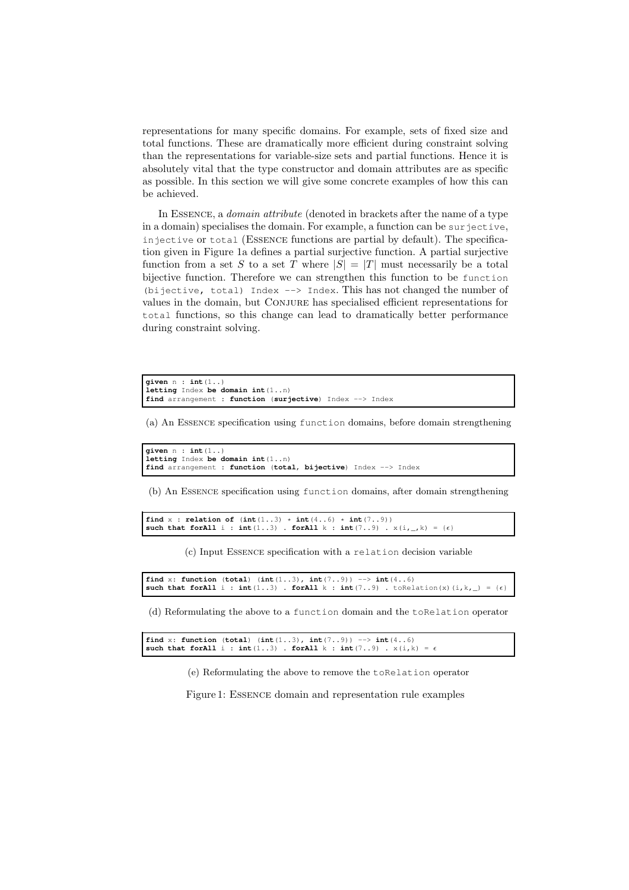representations for many specific domains. For example, sets of fixed size and total functions. These are dramatically more efficient during constraint solving than the representations for variable-size sets and partial functions. Hence it is absolutely vital that the type constructor and domain attributes are as specific as possible. In this section we will give some concrete examples of how this can be achieved.

In Essence, a *domain attribute* (denoted in brackets after the name of a type in a domain) specialises the domain. For example, a function can be `surjective`, `injective` or `total` (Essence functions are partial by default). The specification given in Figure 1a defines a partial surjective function. A partial surjective function from a set $S$ to a set $T$ where $|S| = |T|$ must necessarily be a total bijective function. Therefore we can strengthen this function to be `function (bijective, total) Index --> Index`. This has not changed the number of values in the domain, but Conjure has specialised efficient representations for `total` functions, so this change can lead to dramatically better performance during constraint solving.

```
given n : int(1..)
letting Index be domain int(1..n)
find arrangement : function (surjective) Index --> Index
```

(a) An Essence specification using `function` domains, before domain strengthening

```
given n : int(1..)
letting Index be domain int(1..n)
find arrangement : function (total, bijective) Index --> Index
```

(b) An Essence specification using `function` domains, after domain strengthening

```
find x : relation of (int(1..3) * int(4..6) * int(7..9))
such that forAll i : int(1..3) . forAll k : int(7..9) . x(i,_,k) = {ϵ}
```

(c) Input Essence specification with a `relation` decision variable

```
find x: function (total) (int(1..3), int(7..9)) --> int(4..6)
such that forAll i : int(1..3) . forAll k : int(7..9) . toRelation(x)(i,k,_) = {ϵ}
```

(d) Reformulating the above to a `function` domain and the `toRelation` operator

```
find x: function (total) (int(1..3), int(7..9)) --> int(4..6)
such that forAll i : int(1..3) . forAll k : int(7..9) . x(i,k) = ϵ
```

(e) Reformulating the above to remove the `toRelation` operator

Figure 1: Essence domain and representation rule examples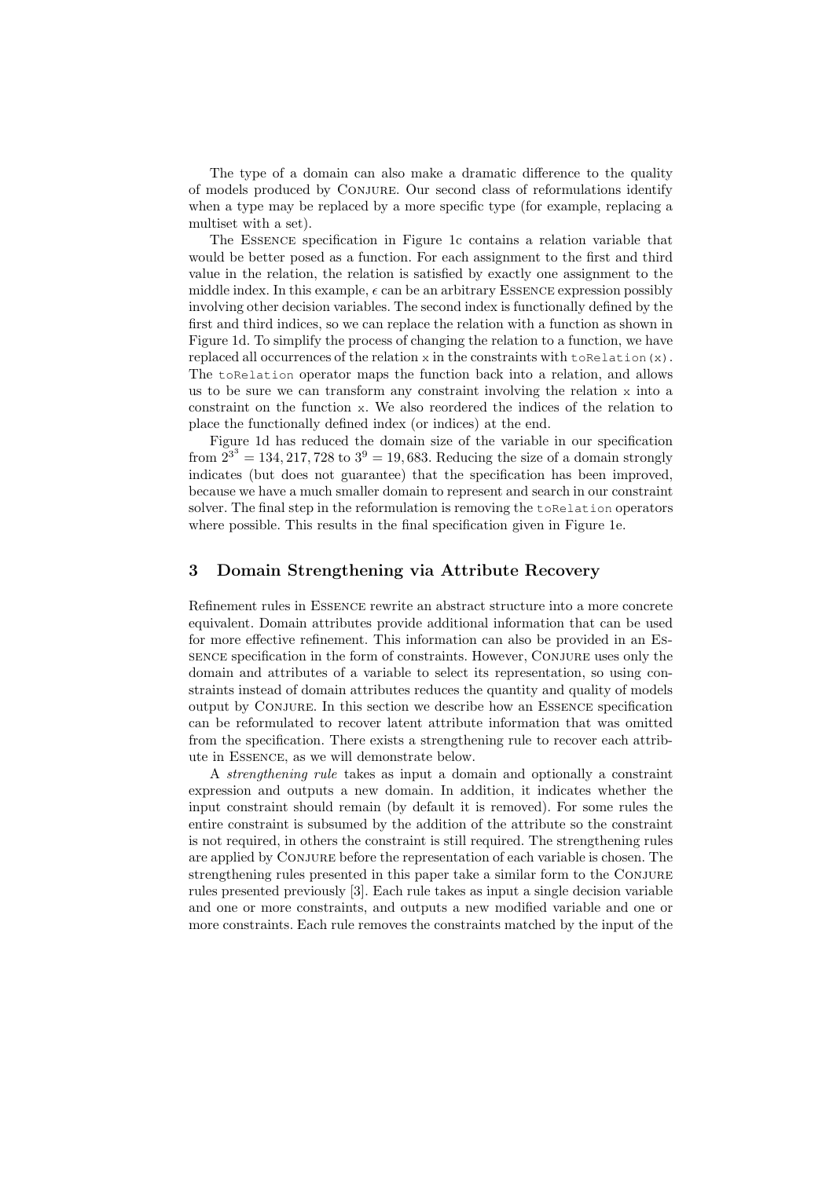The type of a domain can also make a dramatic difference to the quality of models produced by Conjure. Our second class of reformulations identify when a type may be replaced by a more specific type (for example, replacing a multiset with a set).

The Essence specification in Figure 1c contains a relation variable that would be better posed as a function. For each assignment to the first and third value in the relation, the relation is satisfied by exactly one assignment to the middle index. In this example, $\epsilon$ can be an arbitrary Essence expression possibly involving other decision variables. The second index is functionally defined by the first and third indices, so we can replace the relation with a function as shown in Figure 1d. To simplify the process of changing the relation to a function, we have replaced all occurrences of the relation `x` in the constraints with `toRelation(x)`. The `toRelation` operator maps the function back into a relation, and allows us to be sure we can transform any constraint involving the relation `x` into a constraint on the function `x`. We also reordered the indices of the relation to place the functionally defined index (or indices) at the end.

Figure 1d has reduced the domain size of the variable in our specification from $2^{3^3} = 134,217,728$ to $3^9 = 19,683$. Reducing the size of a domain strongly indicates (but does not guarantee) that the specification has been improved, because we have a much smaller domain to represent and search in our constraint solver. The final step in the reformulation is removing the `toRelation` operators where possible. This results in the final specification given in Figure 1e.

## 3 Domain Strengthening via Attribute Recovery

Refinement rules in Essence rewrite an abstract structure into a more concrete equivalent. Domain attributes provide additional information that can be used for more effective refinement. This information can also be provided in an Essence specification in the form of constraints. However, Conjure uses only the domain and attributes of a variable to select its representation, so using constraints instead of domain attributes reduces the quantity and quality of models output by Conjure. In this section we describe how an Essence specification can be reformulated to recover latent attribute information that was omitted from the specification. There exists a strengthening rule to recover each attribute in Essence, as we will demonstrate below.

A *strengthening rule* takes as input a domain and optionally a constraint expression and outputs a new domain. In addition, it indicates whether the input constraint should remain (by default it is removed). For some rules the entire constraint is subsumed by the addition of the attribute so the constraint is not required, in others the constraint is still required. The strengthening rules are applied by Conjure before the representation of each variable is chosen. The strengthening rules presented in this paper take a similar form to the Conjure rules presented previously [3]. Each rule takes as input a single decision variable and one or more constraints, and outputs a new modified variable and one or more constraints. Each rule removes the constraints matched by the input of the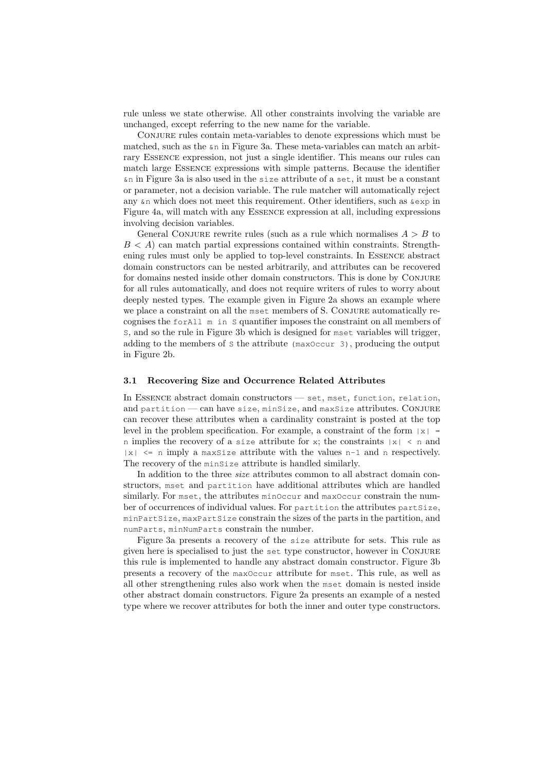rule unless we state otherwise. All other constraints involving the variable are unchanged, except referring to the new name for the variable.

Conjure rules contain meta-variables to denote expressions which must be matched, such as the `&n` in Figure 3a. These meta-variables can match an arbitrary Essence expression, not just a single identifier. This means our rules can match large Essence expressions with simple patterns. Because the identifier `&n` in Figure 3a is also used in the `size` attribute of a `set`, it must be a constant or parameter, not a decision variable. The rule matcher will automatically reject any `&n` which does not meet this requirement. Other identifiers, such as `&exp` in Figure 4a, will match with any Essence expression at all, including expressions involving decision variables.

General Conjure rewrite rules (such as a rule which normalises $A > B$ to $B < A$) can match partial expressions contained within constraints. Strengthening rules must only be applied to top-level constraints. In Essence abstract domain constructors can be nested arbitrarily, and attributes can be recovered for domains nested inside other domain constructors. This is done by Conjure for all rules automatically, and does not require writers of rules to worry about deeply nested types. The example given in Figure 2a shows an example where we place a constraint on all the `mset` members of S. Conjure automatically recognises the `forAll m in S` quantifier imposes the constraint on all members of `S`, and so the rule in Figure 3b which is designed for `mset` variables will trigger, adding to the members of `S` the attribute `(maxOccur 3)`, producing the output in Figure 2b.

### 3.1 Recovering Size and Occurrence Related Attributes

In Essence abstract domain constructors — `set`, `mset`, `function`, `relation`, and `partition` — can have `size`, `minSize`, and `maxSize` attributes. Conjure can recover these attributes when a cardinality constraint is posted at the top level in the problem specification. For example, a constraint of the form `|x| = n` implies the recovery of a `size` attribute for `x`; the constraints `|x| < n` and `|x| <= n` imply a `maxSize` attribute with the values `n-1` and `n` respectively. The recovery of the `minSize` attribute is handled similarly.

In addition to the three *size* attributes common to all abstract domain constructors, `mset` and `partition` have additional attributes which are handled similarly. For `mset`, the attributes `minOccur` and `maxOccur` constrain the number of occurrences of individual values. For `partition` the attributes `partSize`, `minPartSize`, `maxPartSize` constrain the sizes of the parts in the partition, and `numParts`, `minNumParts` constrain the number.

Figure 3a presents a recovery of the `size` attribute for sets. This rule as given here is specialised to just the `set` type constructor, however in Conjure this rule is implemented to handle any abstract domain constructor. Figure 3b presents a recovery of the `maxOccur` attribute for `mset`. This rule, as well as all other strengthening rules also work when the `mset` domain is nested inside other abstract domain constructors. Figure 2a presents an example of a nested type where we recover attributes for both the inner and outer type constructors.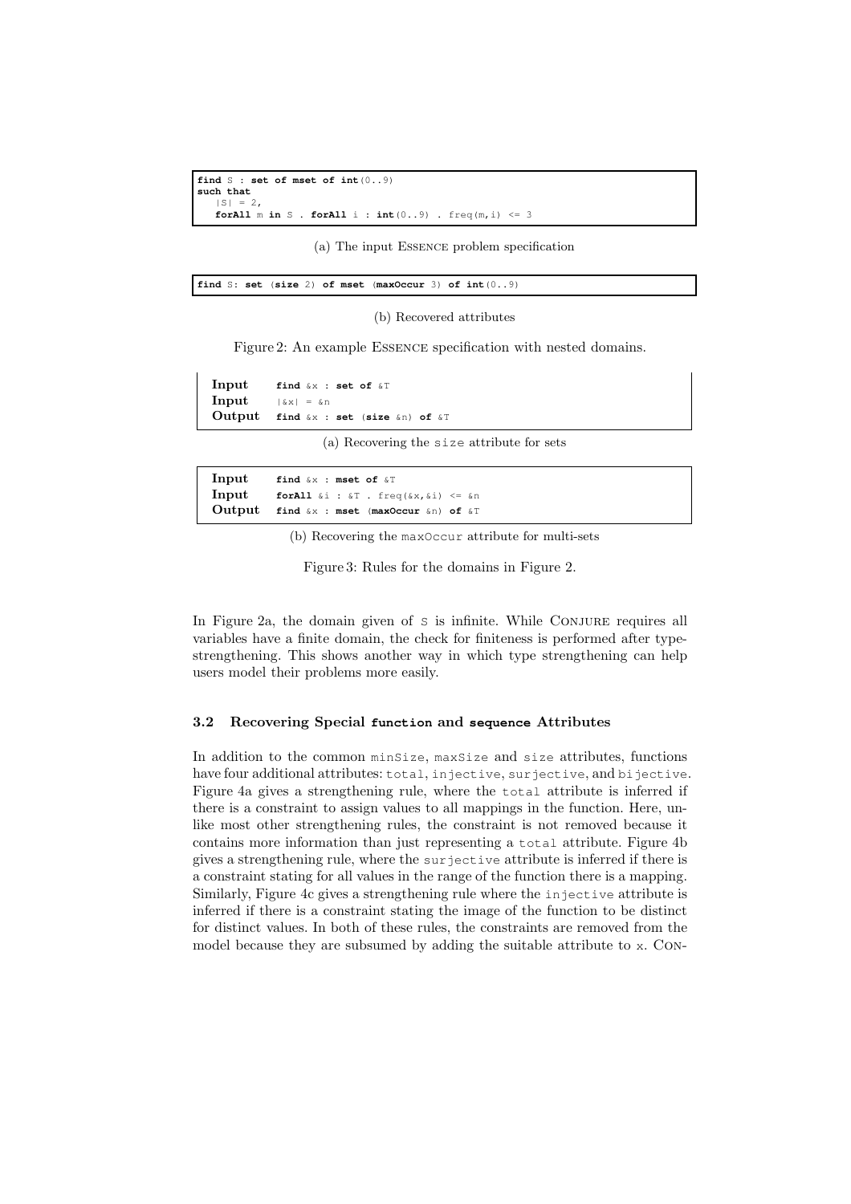```
find S : set of mset of int(0..9)
such that
   |S| = 2,
   forAll m in S . forAll i : int(0..9) . freq(m,i) <= 3
```

(a) The input Essence problem specification

```
find S: set (size 2) of mset (maxOccur 3) of int(0..9)
```

(b) Recovered attributes

Figure 2: An example Essence specification with nested domains.

```
Input    find &x : set of &T
Input    |&x| = &n
Output   find &x : set (size &n) of &T
```

(a) Recovering the size attribute for sets

```
Input    find &x : mset of &T
Input    forAll &i : &T . freq(&x,&i) <= &n
Output   find &x : mset (maxOccur &n) of &T
```

(b) Recovering the maxOccur attribute for multi-sets

Figure 3: Rules for the domains in Figure 2.

In Figure 2a, the domain given of `S` is infinite. While Conjure requires all variables have a finite domain, the check for finiteness is performed after type-strengthening. This shows another way in which type strengthening can help users model their problems more easily.

### 3.2 Recovering Special `function` and `sequence` Attributes

In addition to the common `minSize`, `maxSize` and `size` attributes, functions have four additional attributes: `total`, `injective`, `surjective`, and `bijective`. Figure 4a gives a strengthening rule, where the `total` attribute is inferred if there is a constraint to assign values to all mappings in the function. Here, unlike most other strengthening rules, the constraint is not removed because it contains more information than just representing a `total` attribute. Figure 4b gives a strengthening rule, where the `surjective` attribute is inferred if there is a constraint stating for all values in the range of the function there is a mapping. Similarly, Figure 4c gives a strengthening rule where the `injective` attribute is inferred if there is a constraint stating the image of the function to be distinct for distinct values. In both of these rules, the constraints are removed from the model because they are subsumed by adding the suitable attribute to `x`. Con-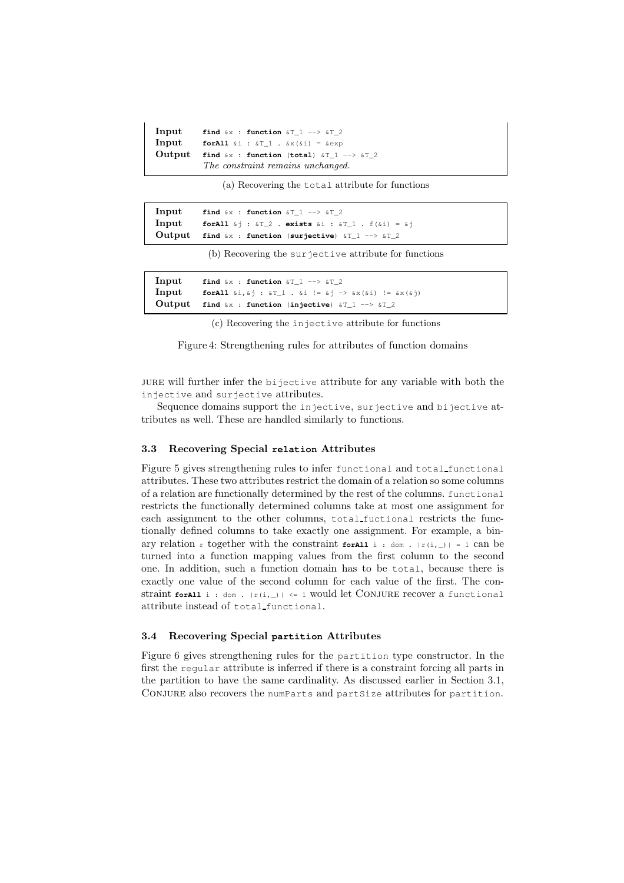| | |
|---|---|
| **Input** | `find &x : function &T_1 --> &T_2` |
| **Input** | `forAll &i : &T_1 . &x(&i) = &exp` |
| **Output** | `find &x : function (total) &T_1 --> &T_2` |
| | *The constraint remains unchanged.* |

(a) Recovering the `total` attribute for functions

| | |
|---|---|
| **Input** | `find &x : function &T_1 --> &T_2` |
| **Input** | `forAll &j : &T_2 . exists &i : &T_1 . f(&i) = &j` |
| **Output** | `find &x : function (surjective) &T_1 --> &T_2` |

(b) Recovering the `surjective` attribute for functions

| | |
|---|---|
| **Input** | `find &x : function &T_1 --> &T_2` |
| **Input** | `forAll &i,&j : &T_1 . &i != &j -> &x(&i) != &x(&j)` |
| **Output** | `find &x : function (injective) &T_1 --> &T_2` |

(c) Recovering the `injective` attribute for functions

Figure 4: Strengthening rules for attributes of function domains

jure will further infer the `bijective` attribute for any variable with both the `injective` and `surjective` attributes.

Sequence domains support the `injective`, `surjective` and `bijective` attributes as well. These are handled similarly to functions.

### 3.3 Recovering Special `relation` Attributes

Figure 5 gives strengthening rules to infer `functional` and `total_functional` attributes. These two attributes restrict the domain of a relation so some columns of a relation are functionally determined by the rest of the columns. `functional` restricts the functionally determined columns take at most one assignment for each assignment to the other columns, `total_fuctional` restricts the functionally defined columns to take exactly one assignment. For example, a binary relation `r` together with the constraint `forAll i : dom . |r(i,_)| = 1` can be turned into a function mapping values from the first column to the second one. In addition, such a function domain has to be `total`, because there is exactly one value of the second column for each value of the first. The constraint `forAll i : dom . |r(i,_)| <= 1` would let Conjure recover a `functional` attribute instead of `total_functional`.

### 3.4 Recovering Special `partition` Attributes

Figure 6 gives strengthening rules for the `partition` type constructor. In the first the `regular` attribute is inferred if there is a constraint forcing all parts in the partition to have the same cardinality. As discussed earlier in Section 3.1, Conjure also recovers the `numParts` and `partSize` attributes for `partition`.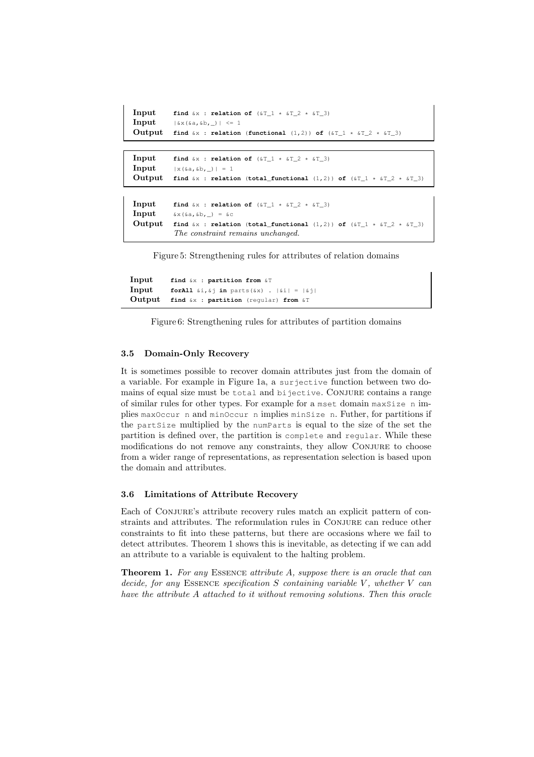| | |
|---|---|
| **Input** | `find &x : relation of (&T_1 * &T_2 * &T_3)` |
| **Input** | `|&x(&a,&b,_)| <= 1` |
| **Output** | `find &x : relation (functional (1,2)) of (&T_1 * &T_2 * &T_3)` |

| | |
|---|---|
| **Input** | `find &x : relation of (&T_1 * &T_2 * &T_3)` |
| **Input** | `|x(&a,&b,_)| = 1` |
| **Output** | `find &x : relation (total_functional (1,2)) of (&T_1 * &T_2 * &T_3)` |

| | |
|---|---|
| **Input** | `find &x : relation of (&T_1 * &T_2 * &T_3)` |
| **Input** | `&x(&a,&b,_) = &c` |
| **Output** | `find &x : relation (total_functional (1,2)) of (&T_1 * &T_2 * &T_3)` *The constraint remains unchanged.* |

Figure 5: Strengthening rules for attributes of relation domains

| | |
|---|---|
| **Input** | `find &x : partition from &T` |
| **Input** | `forAll &i,&j in parts(&x) . |&i| = |&j|` |
| **Output** | `find &x : partition (regular) from &T` |

Figure 6: Strengthening rules for attributes of partition domains

### 3.5 Domain-Only Recovery

It is sometimes possible to recover domain attributes just from the domain of a variable. For example in Figure 1a, a `surjective` function between two domains of equal size must be `total` and `bijective`. Conjure contains a range of similar rules for other types. For example for a `mset` domain `maxSize n` implies `maxOccur n` and `minOccur n` implies `minSize n`. Futher, for partitions if the `partSize` multiplied by the `numParts` is equal to the size of the set the partition is defined over, the partition is `complete` and `regular`. While these modifications do not remove any constraints, they allow Conjure to choose from a wider range of representations, as representation selection is based upon the domain and attributes.

### 3.6 Limitations of Attribute Recovery

Each of Conjure's attribute recovery rules match an explicit pattern of constraints and attributes. The reformulation rules in Conjure can reduce other constraints to fit into these patterns, but there are occasions where we fail to detect attributes. Theorem 1 shows this is inevitable, as detecting if we can add an attribute to a variable is equivalent to the halting problem.

**Theorem 1.** *For any* Essence *attribute $A$, suppose there is an oracle that can decide, for any* Essence *specification $S$ containing variable $V$, whether $V$ can have the attribute $A$ attached to it without removing solutions. Then this oracle*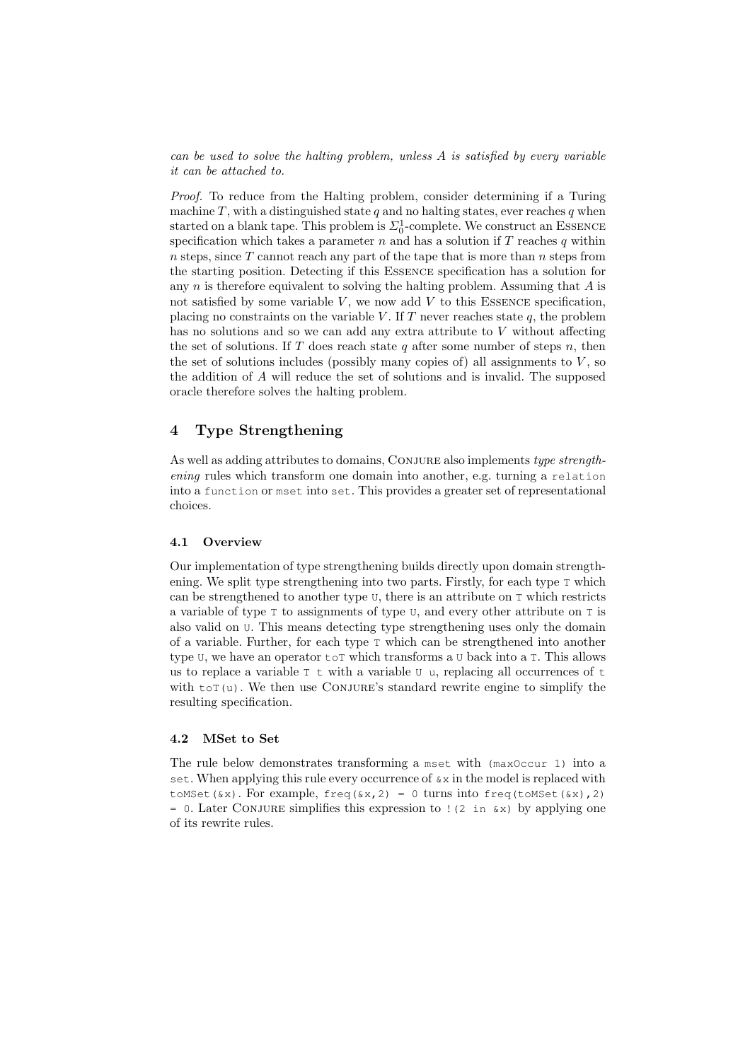*can be used to solve the halting problem, unless A is satisfied by every variable it can be attached to.*

*Proof.* To reduce from the Halting problem, consider determining if a Turing machine $T$, with a distinguished state $q$ and no halting states, ever reaches $q$ when started on a blank tape. This problem is $\Sigma_0^1$-complete. We construct an ESSENCE specification which takes a parameter $n$ and has a solution if $T$ reaches $q$ within $n$ steps, since $T$ cannot reach any part of the tape that is more than $n$ steps from the starting position. Detecting if this ESSENCE specification has a solution for any $n$ is therefore equivalent to solving the halting problem. Assuming that $A$ is not satisfied by some variable $V$, we now add $V$ to this ESSENCE specification, placing no constraints on the variable $V$. If $T$ never reaches state $q$, the problem has no solutions and so we can add any extra attribute to $V$ without affecting the set of solutions. If $T$ does reach state $q$ after some number of steps $n$, then the set of solutions includes (possibly many copies of) all assignments to $V$, so the addition of $A$ will reduce the set of solutions and is invalid. The supposed oracle therefore solves the halting problem.

## 4 Type Strengthening

As well as adding attributes to domains, CONJURE also implements *type strengthening* rules which transform one domain into another, e.g. turning a `relation` into a `function` or `mset` into `set`. This provides a greater set of representational choices.

### 4.1 Overview

Our implementation of type strengthening builds directly upon domain strengthening. We split type strengthening into two parts. Firstly, for each type `T` which can be strengthened to another type `U`, there is an attribute on `T` which restricts a variable of type `T` to assignments of type `U`, and every other attribute on `T` is also valid on `U`. This means detecting type strengthening uses only the domain of a variable. Further, for each type `T` which can be strengthened into another type `U`, we have an operator `toT` which transforms a `U` back into a `T`. This allows us to replace a variable `T t` with a variable `U u`, replacing all occurrences of `t` with `toT(u)`. We then use CONJURE's standard rewrite engine to simplify the resulting specification.

### 4.2 MSet to Set

The rule below demonstrates transforming a `mset` with `(maxOccur 1)` into a `set`. When applying this rule every occurrence of `&x` in the model is replaced with `toMSet(&x)`. For example, `freq(&x,2) = 0` turns into `freq(toMSet(&x),2) = 0`. Later CONJURE simplifies this expression to `!(2 in &x)` by applying one of its rewrite rules.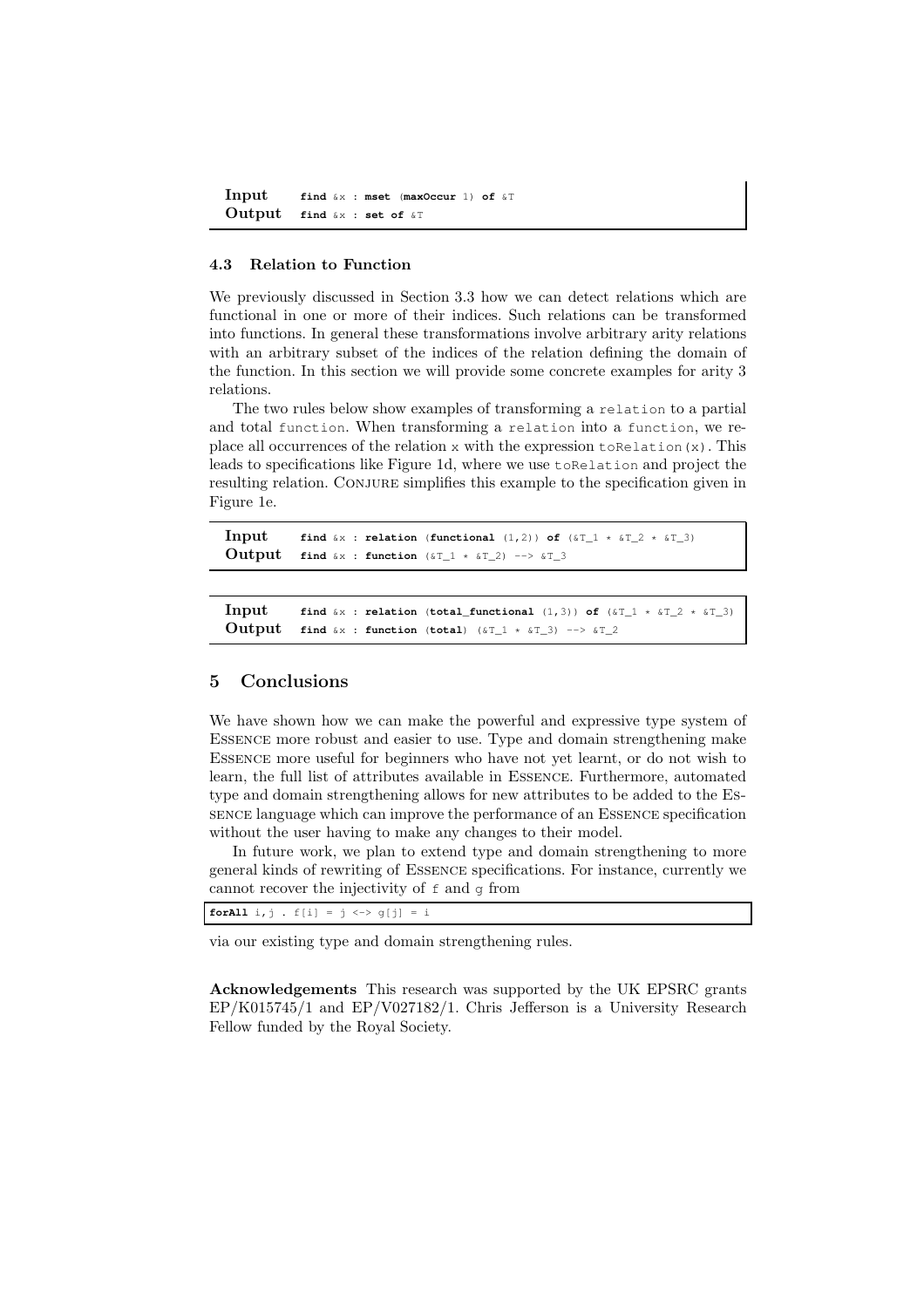**Input** `find &x : mset (maxOccur 1) of &T`
**Output** `find &x : set of &T`

### 4.3 Relation to Function

We previously discussed in Section 3.3 how we can detect relations which are functional in one or more of their indices. Such relations can be transformed into functions. In general these transformations involve arbitrary arity relations with an arbitrary subset of the indices of the relation defining the domain of the function. In this section we will provide some concrete examples for arity 3 relations.

The two rules below show examples of transforming a `relation` to a partial and total `function`. When transforming a `relation` into a `function`, we replace all occurrences of the relation `x` with the expression `toRelation(x)`. This leads to specifications like Figure 1d, where we use `toRelation` and project the resulting relation. Conjure simplifies this example to the specification given in Figure 1e.

**Input** `find &x : relation (functional (1,2)) of (&T_1 * &T_2 * &T_3)`
**Output** `find &x : function (&T_1 * &T_2) --> &T_3`

**Input** `find &x : relation (total_functional (1,3)) of (&T_1 * &T_2 * &T_3)`
**Output** `find &x : function (total) (&T_1 * &T_3) --> &T_2`

## 5 Conclusions

We have shown how we can make the powerful and expressive type system of Essence more robust and easier to use. Type and domain strengthening make Essence more useful for beginners who have not yet learnt, or do not wish to learn, the full list of attributes available in Essence. Furthermore, automated type and domain strengthening allows for new attributes to be added to the Essence language which can improve the performance of an Essence specification without the user having to make any changes to their model.

In future work, we plan to extend type and domain strengthening to more general kinds of rewriting of Essence specifications. For instance, currently we cannot recover the injectivity of `f` and `g` from

```
forAll i,j . f[i] = j <-> g[j] = i
```

via our existing type and domain strengthening rules.

**Acknowledgements** This research was supported by the UK EPSRC grants EP/K015745/1 and EP/V027182/1. Chris Jefferson is a University Research Fellow funded by the Royal Society.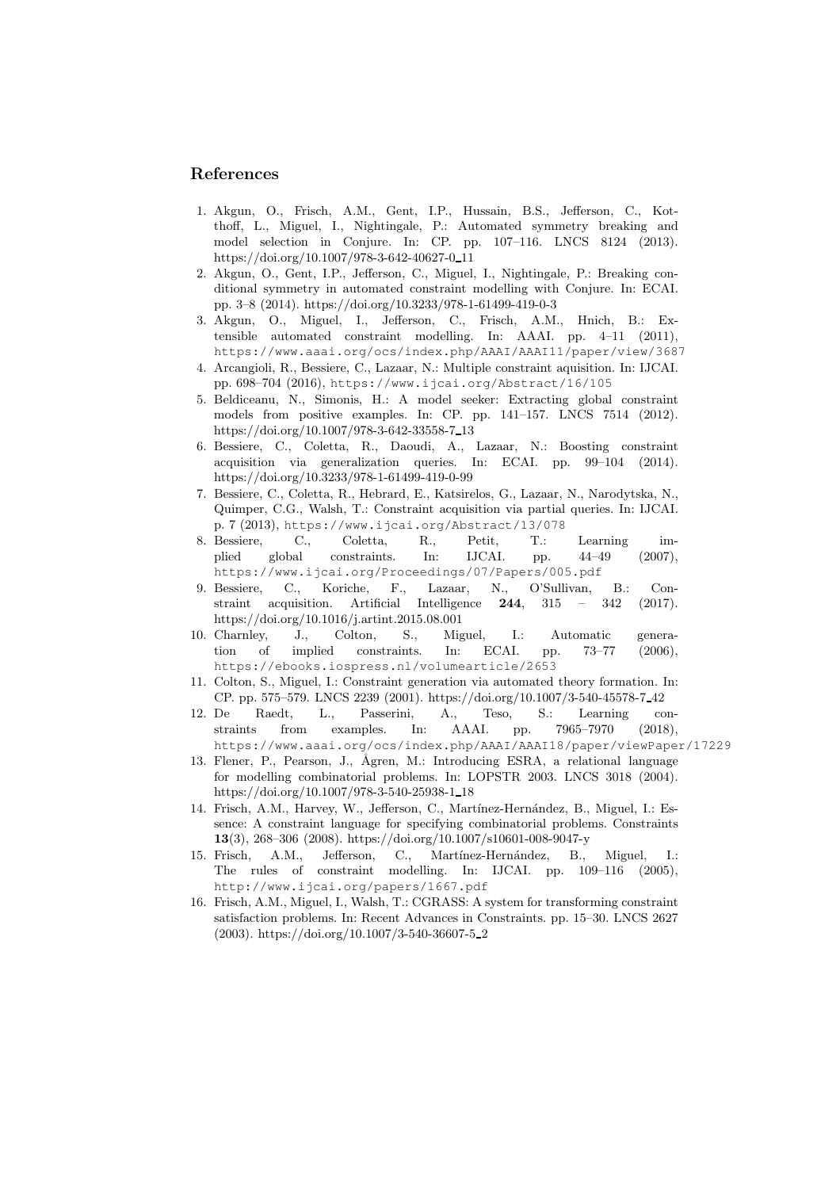## References

1. Akgun, O., Frisch, A.M., Gent, I.P., Hussain, B.S., Jefferson, C., Kotthoff, L., Miguel, I., Nightingale, P.: Automated symmetry breaking and model selection in Conjure. In: CP. pp. 107–116. LNCS 8124 (2013). https://doi.org/10.1007/978-3-642-40627-0_11
2. Akgun, O., Gent, I.P., Jefferson, C., Miguel, I., Nightingale, P.: Breaking conditional symmetry in automated constraint modelling with Conjure. In: ECAI. pp. 3–8 (2014). https://doi.org/10.3233/978-1-61499-419-0-3
3. Akgun, O., Miguel, I., Jefferson, C., Frisch, A.M., Hnich, B.: Extensible automated constraint modelling. In: AAAI. pp. 4–11 (2011), https://www.aaai.org/ocs/index.php/AAAI/AAAI11/paper/view/3687
4. Arcangioli, R., Bessiere, C., Lazaar, N.: Multiple constraint aquisition. In: IJCAI. pp. 698–704 (2016), https://www.ijcai.org/Abstract/16/105
5. Beldiceanu, N., Simonis, H.: A model seeker: Extracting global constraint models from positive examples. In: CP. pp. 141–157. LNCS 7514 (2012). https://doi.org/10.1007/978-3-642-33558-7_13
6. Bessiere, C., Coletta, R., Daoudi, A., Lazaar, N.: Boosting constraint acquisition via generalization queries. In: ECAI. pp. 99–104 (2014). https://doi.org/10.3233/978-1-61499-419-0-99
7. Bessiere, C., Coletta, R., Hebrard, E., Katsirelos, G., Lazaar, N., Narodytska, N., Quimper, C.G., Walsh, T.: Constraint acquisition via partial queries. In: IJCAI. p. 7 (2013), https://www.ijcai.org/Abstract/13/078
8. Bessiere, C., Coletta, R., Petit, T.: Learning implied global constraints. In: IJCAI. pp. 44–49 (2007), https://www.ijcai.org/Proceedings/07/Papers/005.pdf
9. Bessiere, C., Koriche, F., Lazaar, N., O'Sullivan, B.: Constraint acquisition. Artificial Intelligence **244**, 315 – 342 (2017). https://doi.org/10.1016/j.artint.2015.08.001
10. Charnley, J., Colton, S., Miguel, I.: Automatic generation of implied constraints. In: ECAI. pp. 73–77 (2006), https://ebooks.iospress.nl/volumearticle/2653
11. Colton, S., Miguel, I.: Constraint generation via automated theory formation. In: CP. pp. 575–579. LNCS 2239 (2001). https://doi.org/10.1007/3-540-45578-7_42
12. De Raedt, L., Passerini, A., Teso, S.: Learning constraints from examples. In: AAAI. pp. 7965–7970 (2018), https://www.aaai.org/ocs/index.php/AAAI/AAAI18/paper/viewPaper/17229
13. Flener, P., Pearson, J., Ågren, M.: Introducing ESRA, a relational language for modelling combinatorial problems. In: LOPSTR 2003. LNCS 3018 (2004). https://doi.org/10.1007/978-3-540-25938-1_18
14. Frisch, A.M., Harvey, W., Jefferson, C., Martínez-Hernández, B., Miguel, I.: Essence: A constraint language for specifying combinatorial problems. Constraints **13**(3), 268–306 (2008). https://doi.org/10.1007/s10601-008-9047-y
15. Frisch, A.M., Jefferson, C., Martínez-Hernández, B., Miguel, I.: The rules of constraint modelling. In: IJCAI. pp. 109–116 (2005), http://www.ijcai.org/papers/1667.pdf
16. Frisch, A.M., Miguel, I., Walsh, T.: CGRASS: A system for transforming constraint satisfaction problems. In: Recent Advances in Constraints. pp. 15–30. LNCS 2627 (2003). https://doi.org/10.1007/3-540-36607-5_2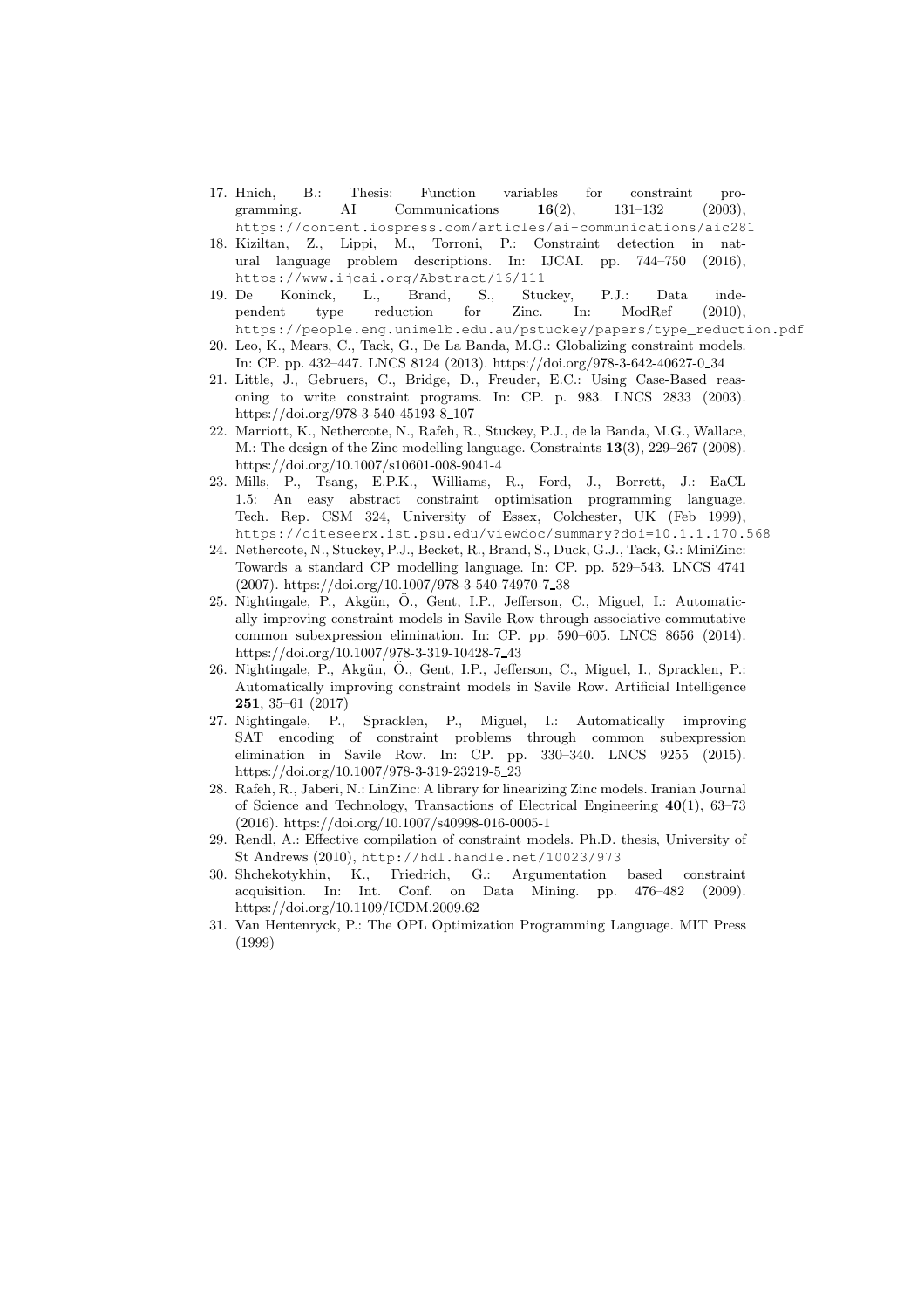17. Hnich, B.: Thesis: Function variables for constraint programming. AI Communications **16**(2), 131–132 (2003), https://content.iospress.com/articles/ai-communications/aic281
18. Kiziltan, Z., Lippi, M., Torroni, P.: Constraint detection in natural language problem descriptions. In: IJCAI. pp. 744–750 (2016), https://www.ijcai.org/Abstract/16/111
19. De Koninck, L., Brand, S., Stuckey, P.J.: Data independent type reduction for Zinc. In: ModRef (2010), https://people.eng.unimelb.edu.au/pstuckey/papers/type_reduction.pdf
20. Leo, K., Mears, C., Tack, G., De La Banda, M.G.: Globalizing constraint models. In: CP. pp. 432–447. LNCS 8124 (2013). https://doi.org/978-3-642-40627-0_34
21. Little, J., Gebruers, C., Bridge, D., Freuder, E.C.: Using Case-Based reasoning to write constraint programs. In: CP. p. 983. LNCS 2833 (2003). https://doi.org/978-3-540-45193-8_107
22. Marriott, K., Nethercote, N., Rafeh, R., Stuckey, P.J., de la Banda, M.G., Wallace, M.: The design of the Zinc modelling language. Constraints **13**(3), 229–267 (2008). https://doi.org/10.1007/s10601-008-9041-4
23. Mills, P., Tsang, E.P.K., Williams, R., Ford, J., Borrett, J.: EaCL 1.5: An easy abstract constraint optimisation programming language. Tech. Rep. CSM 324, University of Essex, Colchester, UK (Feb 1999), https://citeseerx.ist.psu.edu/viewdoc/summary?doi=10.1.1.170.568
24. Nethercote, N., Stuckey, P.J., Becket, R., Brand, S., Duck, G.J., Tack, G.: MiniZinc: Towards a standard CP modelling language. In: CP. pp. 529–543. LNCS 4741 (2007). https://doi.org/10.1007/978-3-540-74970-7_38
25. Nightingale, P., Akgün, Ö., Gent, I.P., Jefferson, C., Miguel, I.: Automatically improving constraint models in Savile Row through associative-commutative common subexpression elimination. In: CP. pp. 590–605. LNCS 8656 (2014). https://doi.org/10.1007/978-3-319-10428-7_43
26. Nightingale, P., Akgün, Ö., Gent, I.P., Jefferson, C., Miguel, I., Spracklen, P.: Automatically improving constraint models in Savile Row. Artificial Intelligence **251**, 35–61 (2017)
27. Nightingale, P., Spracklen, P., Miguel, I.: Automatically improving SAT encoding of constraint problems through common subexpression elimination in Savile Row. In: CP. pp. 330–340. LNCS 9255 (2015). https://doi.org/10.1007/978-3-319-23219-5_23
28. Rafeh, R., Jaberi, N.: LinZinc: A library for linearizing Zinc models. Iranian Journal of Science and Technology, Transactions of Electrical Engineering **40**(1), 63–73 (2016). https://doi.org/10.1007/s40998-016-0005-1
29. Rendl, A.: Effective compilation of constraint models. Ph.D. thesis, University of St Andrews (2010), http://hdl.handle.net/10023/973
30. Shchekotykhin, K., Friedrich, G.: Argumentation based constraint acquisition. In: Int. Conf. on Data Mining. pp. 476–482 (2009). https://doi.org/10.1109/ICDM.2009.62
31. Van Hentenryck, P.: The OPL Optimization Programming Language. MIT Press (1999)